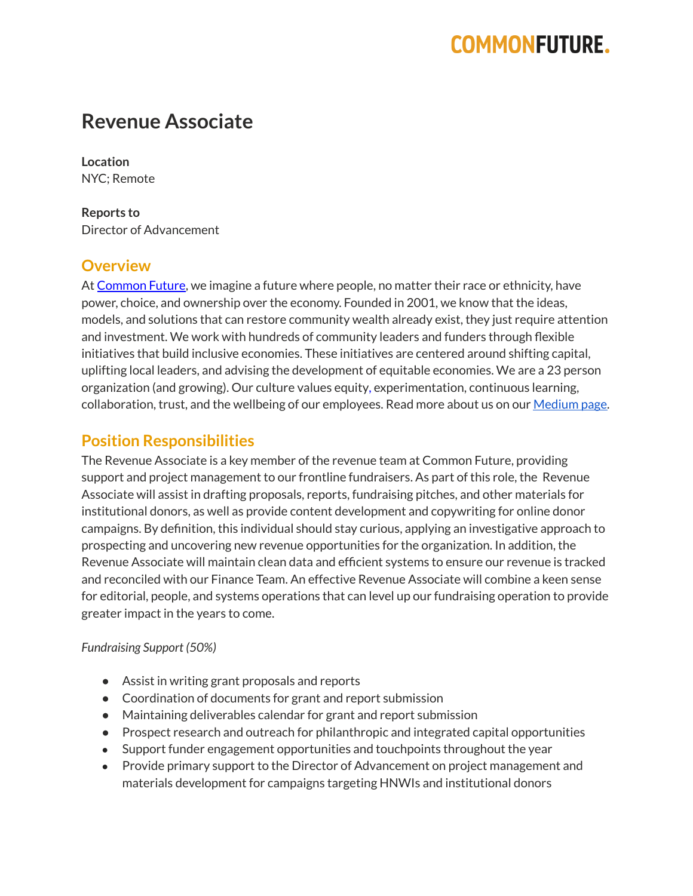COMMONFUTURE.

# Revenue Associate

**Location**
NYC; Remote

**Reports to**
Director of Advancement

## Overview

At Common Future, we imagine a future where people, no matter their race or ethnicity, have power, choice, and ownership over the economy. Founded in 2001, we know that the ideas, models, and solutions that can restore community wealth already exist, they just require attention and investment. We work with hundreds of community leaders and funders through flexible initiatives that build inclusive economies. These initiatives are centered around shifting capital, uplifting local leaders, and advising the development of equitable economies. We are a 23 person organization (and growing). Our culture values equity, experimentation, continuous learning, collaboration, trust, and the wellbeing of our employees. Read more about us on our Medium page.

## Position Responsibilities

The Revenue Associate is a key member of the revenue team at Common Future, providing support and project management to our frontline fundraisers. As part of this role, the Revenue Associate will assist in drafting proposals, reports, fundraising pitches, and other materials for institutional donors, as well as provide content development and copywriting for online donor campaigns. By definition, this individual should stay curious, applying an investigative approach to prospecting and uncovering new revenue opportunities for the organization. In addition, the Revenue Associate will maintain clean data and efficient systems to ensure our revenue is tracked and reconciled with our Finance Team. An effective Revenue Associate will combine a keen sense for editorial, people, and systems operations that can level up our fundraising operation to provide greater impact in the years to come.

*Fundraising Support (50%)*

- Assist in writing grant proposals and reports
- Coordination of documents for grant and report submission
- Maintaining deliverables calendar for grant and report submission
- Prospect research and outreach for philanthropic and integrated capital opportunities
- Support funder engagement opportunities and touchpoints throughout the year
- Provide primary support to the Director of Advancement on project management and materials development for campaigns targeting HNWIs and institutional donors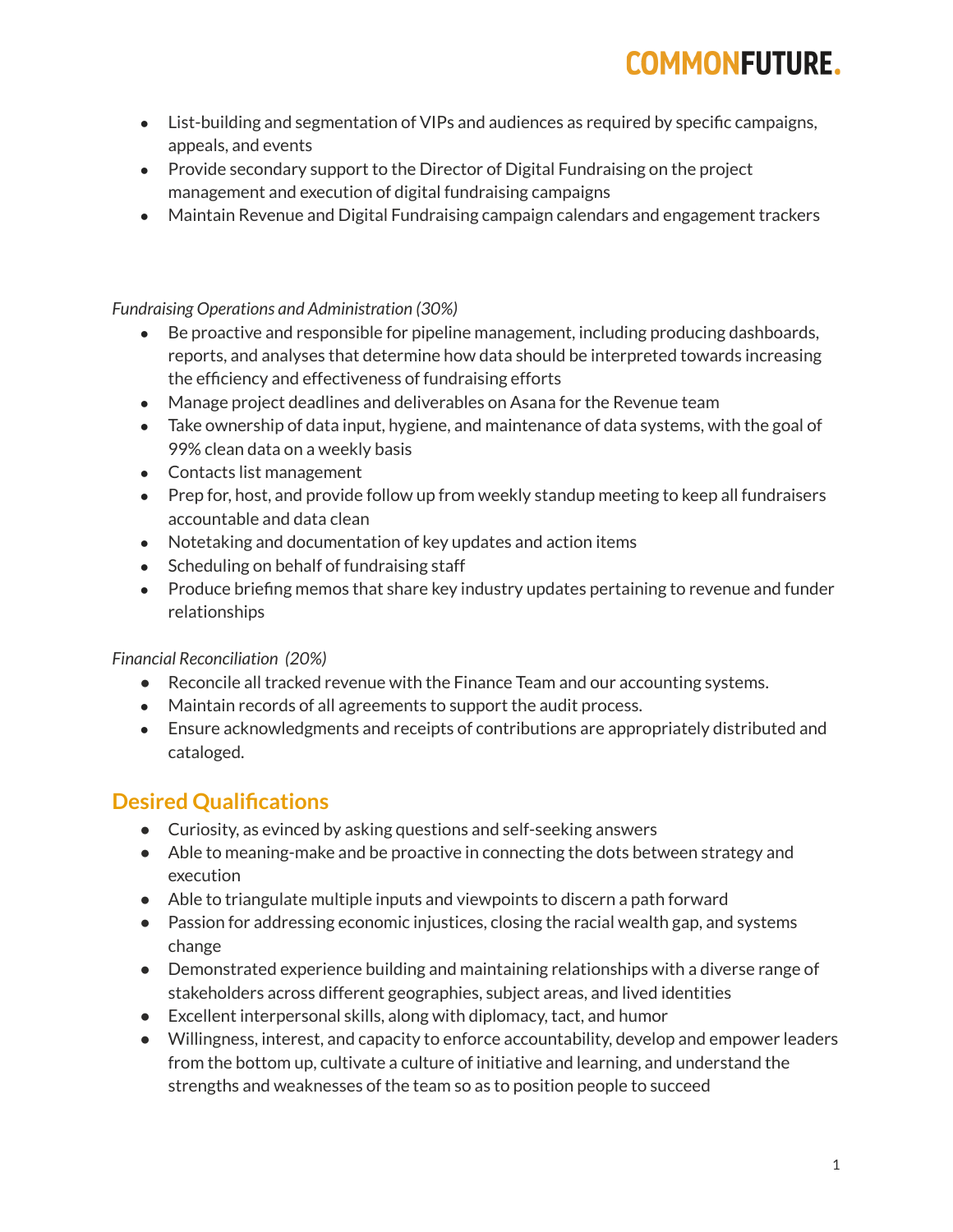- List-building and segmentation of VIPs and audiences as required by specific campaigns, appeals, and events
- Provide secondary support to the Director of Digital Fundraising on the project management and execution of digital fundraising campaigns
- Maintain Revenue and Digital Fundraising campaign calendars and engagement trackers

*Fundraising Operations and Administration (30%)*

- Be proactive and responsible for pipeline management, including producing dashboards, reports, and analyses that determine how data should be interpreted towards increasing the efficiency and effectiveness of fundraising efforts
- Manage project deadlines and deliverables on Asana for the Revenue team
- Take ownership of data input, hygiene, and maintenance of data systems, with the goal of 99% clean data on a weekly basis
- Contacts list management
- Prep for, host, and provide follow up from weekly standup meeting to keep all fundraisers accountable and data clean
- Notetaking and documentation of key updates and action items
- Scheduling on behalf of fundraising staff
- Produce briefing memos that share key industry updates pertaining to revenue and funder relationships

*Financial Reconciliation (20%)*

- Reconcile all tracked revenue with the Finance Team and our accounting systems.
- Maintain records of all agreements to support the audit process.
- Ensure acknowledgments and receipts of contributions are appropriately distributed and cataloged.

## Desired Qualifications

- Curiosity, as evinced by asking questions and self-seeking answers
- Able to meaning-make and be proactive in connecting the dots between strategy and execution
- Able to triangulate multiple inputs and viewpoints to discern a path forward
- Passion for addressing economic injustices, closing the racial wealth gap, and systems change
- Demonstrated experience building and maintaining relationships with a diverse range of stakeholders across different geographies, subject areas, and lived identities
- Excellent interpersonal skills, along with diplomacy, tact, and humor
- Willingness, interest, and capacity to enforce accountability, develop and empower leaders from the bottom up, cultivate a culture of initiative and learning, and understand the strengths and weaknesses of the team so as to position people to succeed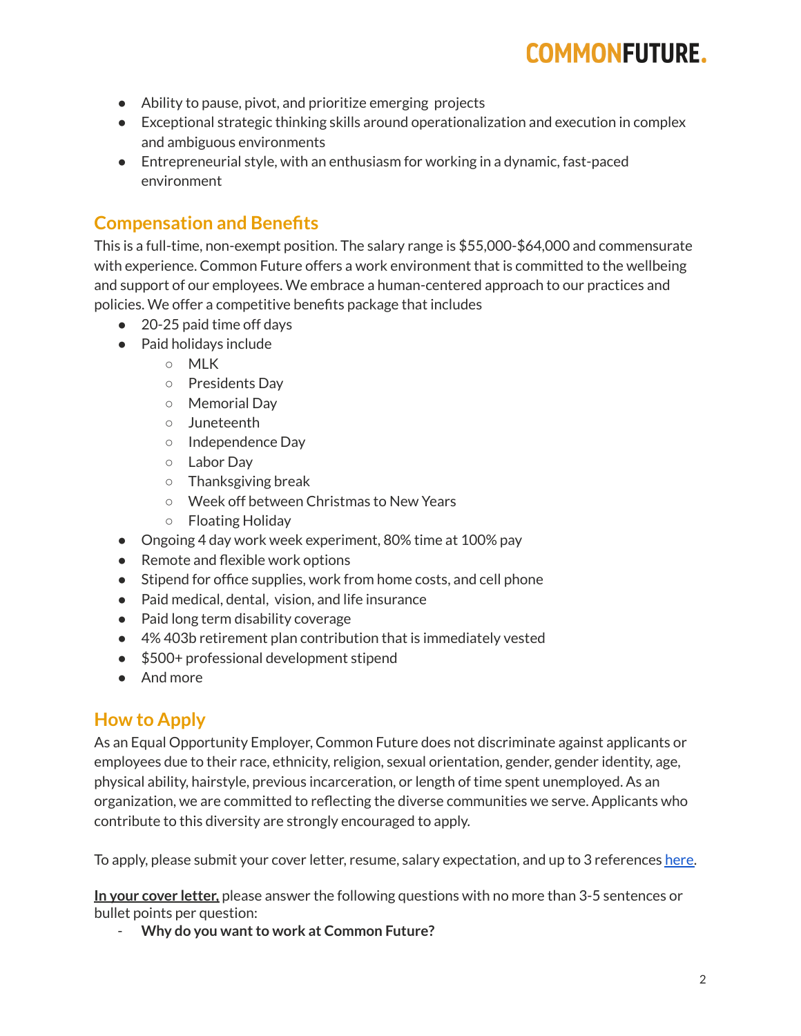- Ability to pause, pivot, and prioritize emerging projects
- Exceptional strategic thinking skills around operationalization and execution in complex and ambiguous environments
- Entrepreneurial style, with an enthusiasm for working in a dynamic, fast-paced environment

## Compensation and Benefits

This is a full-time, non-exempt position. The salary range is $55,000-$64,000 and commensurate with experience. Common Future offers a work environment that is committed to the wellbeing and support of our employees. We embrace a human-centered approach to our practices and policies. We offer a competitive benefits package that includes

- 20-25 paid time off days
- Paid holidays include
  - MLK
  - Presidents Day
  - Memorial Day
  - Juneteenth
  - Independence Day
  - Labor Day
  - Thanksgiving break
  - Week off between Christmas to New Years
  - Floating Holiday
- Ongoing 4 day work week experiment, 80% time at 100% pay
- Remote and flexible work options
- Stipend for office supplies, work from home costs, and cell phone
- Paid medical, dental, vision, and life insurance
- Paid long term disability coverage
- 4% 403b retirement plan contribution that is immediately vested
- $500+ professional development stipend
- And more

## How to Apply

As an Equal Opportunity Employer, Common Future does not discriminate against applicants or employees due to their race, ethnicity, religion, sexual orientation, gender, gender identity, age, physical ability, hairstyle, previous incarceration, or length of time spent unemployed. As an organization, we are committed to reflecting the diverse communities we serve. Applicants who contribute to this diversity are strongly encouraged to apply.

To apply, please submit your cover letter, resume, salary expectation, and up to 3 references here.

**In your cover letter,** please answer the following questions with no more than 3-5 sentences or bullet points per question:

- **Why do you want to work at Common Future?**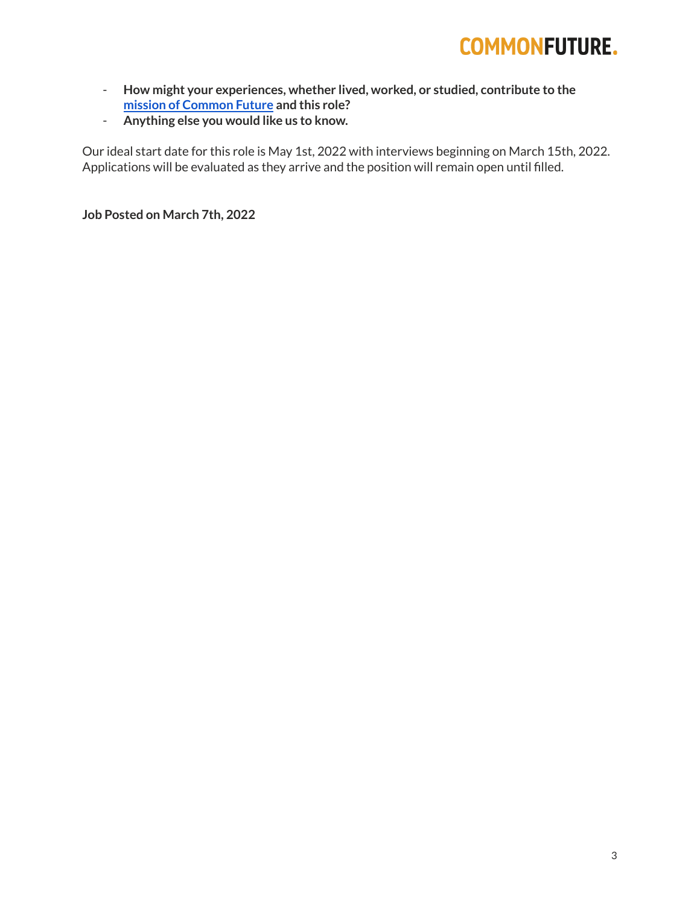- **How might your experiences, whether lived, worked, or studied, contribute to the mission of Common Future and this role?**
- **Anything else you would like us to know.**

Our ideal start date for this role is May 1st, 2022 with interviews beginning on March 15th, 2022. Applications will be evaluated as they arrive and the position will remain open until filled.

**Job Posted on March 7th, 2022**